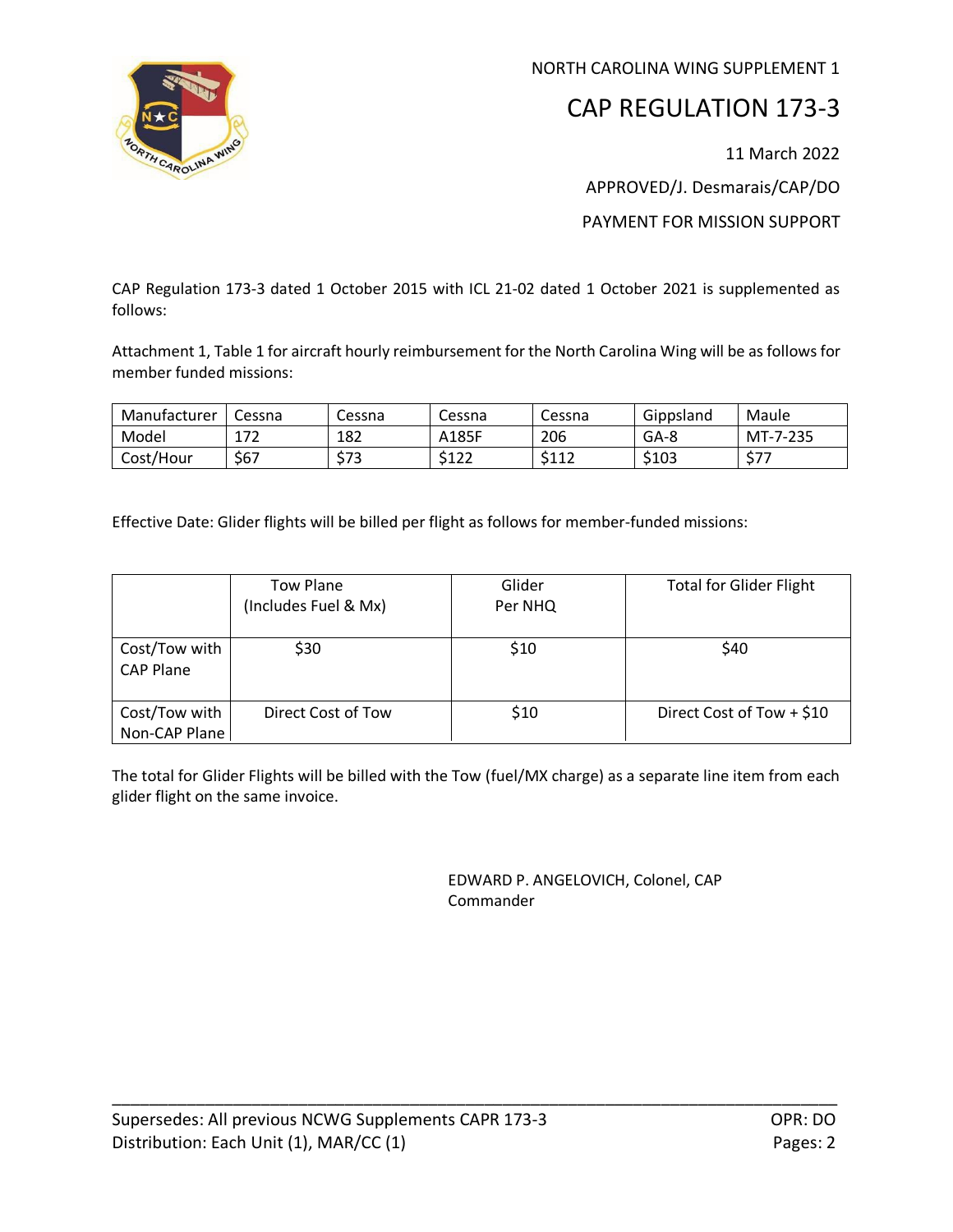NORTH CAROLINA WING SUPPLEMENT 1

# CAP REGULATION 173-3

11 March 2022

APPROVED/J. Desmarais/CAP/DO

PAYMENT FOR MISSION SUPPORT

CAP Regulation 173-3 dated 1 October 2015 with ICL 21-02 dated 1 October 2021 is supplemented as follows:

Attachment 1, Table 1 for aircraft hourly reimbursement for the North Carolina Wing will be as follows for member funded missions:

| Manufacturer | Cessna | Cessna | Cessna | Cessna | Gippsland | Maule |
|---|---|---|---|---|---|---|
| Model | 172 | 182 | A185F | 206 | GA-8 | MT-7-235 |
| Cost/Hour | $67 | $73 | $122 | $112 | $103 | $77 |

Effective Date: Glider flights will be billed per flight as follows for member-funded missions:

| | Tow Plane (Includes Fuel & Mx) | Glider Per NHQ | Total for Glider Flight |
|---|---|---|---|
| Cost/Tow with CAP Plane | $30 | $10 | $40 |
| Cost/Tow with Non-CAP Plane | Direct Cost of Tow | $10 | Direct Cost of Tow + $10 |

The total for Glider Flights will be billed with the Tow (fuel/MX charge) as a separate line item from each glider flight on the same invoice.

EDWARD P. ANGELOVICH, Colonel, CAP
Commander

---

Supersedes: All previous NCWG Supplements CAPR 173-3 | OPR: DO
Distribution: Each Unit (1), MAR/CC (1) | Pages: 2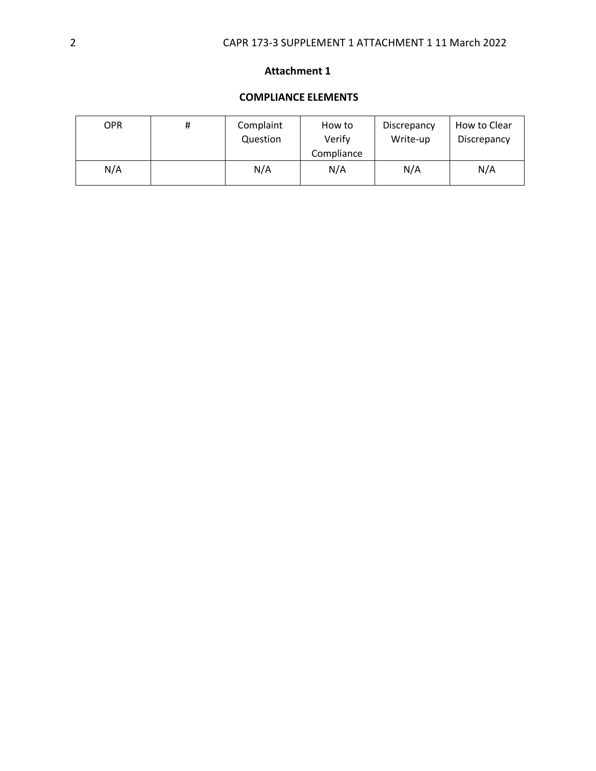## Attachment 1

## COMPLIANCE ELEMENTS

| OPR | # | Complaint Question | How to Verify Compliance | Discrepancy Write-up | How to Clear Discrepancy |
|---|---|---|---|---|---|
| N/A | | N/A | N/A | N/A | N/A |